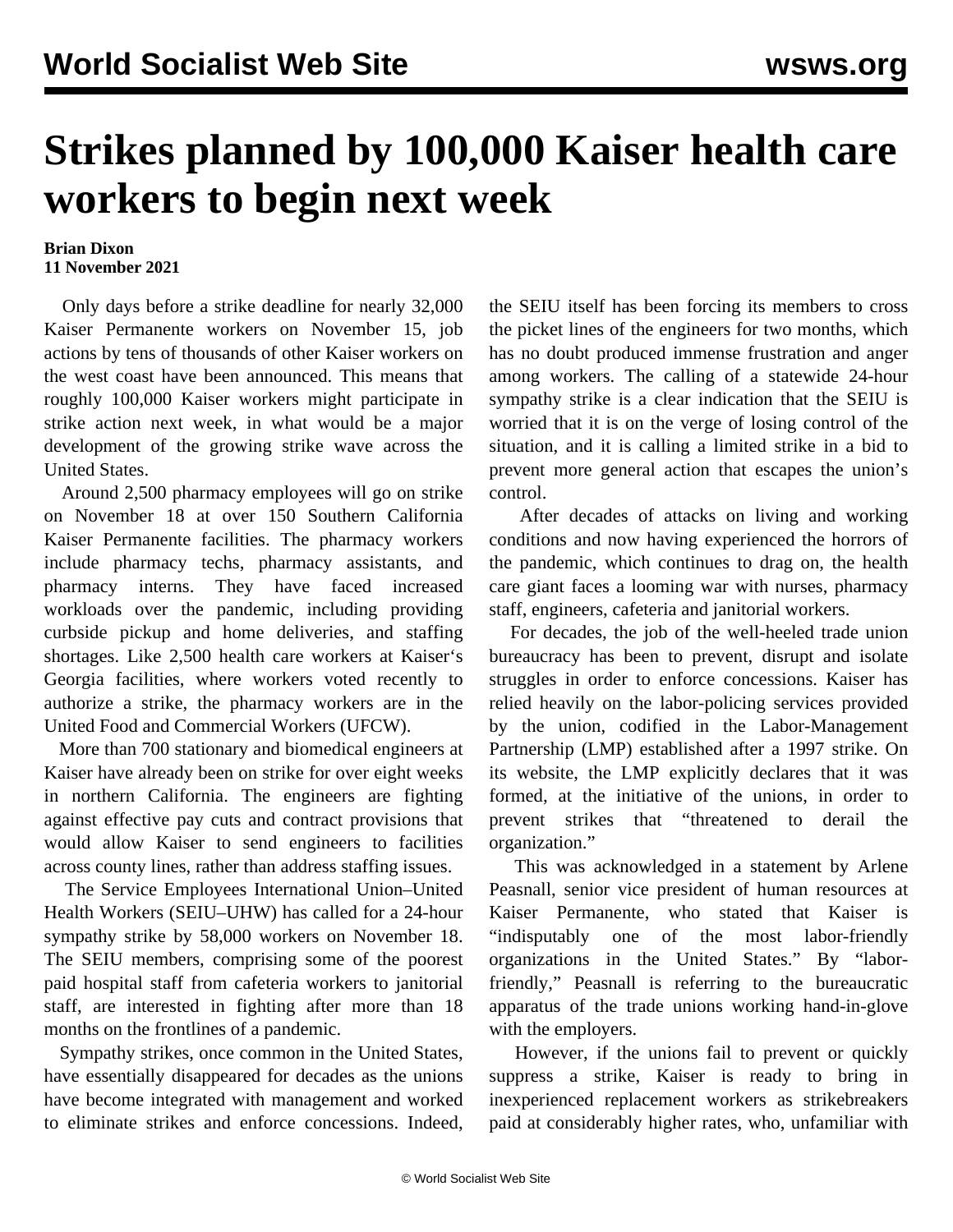# Strikes planned by 100,000 Kaiser health care workers to begin next week

**Brian Dixon**
**11 November 2021**

Only days before a strike deadline for nearly 32,000 Kaiser Permanente workers on November 15, job actions by tens of thousands of other Kaiser workers on the west coast have been announced. This means that roughly 100,000 Kaiser workers might participate in strike action next week, in what would be a major development of the growing strike wave across the United States.

Around 2,500 pharmacy employees will go on strike on November 18 at over 150 Southern California Kaiser Permanente facilities. The pharmacy workers include pharmacy techs, pharmacy assistants, and pharmacy interns. They have faced increased workloads over the pandemic, including providing curbside pickup and home deliveries, and staffing shortages. Like 2,500 health care workers at Kaiser's Georgia facilities, where workers voted recently to authorize a strike, the pharmacy workers are in the United Food and Commercial Workers (UFCW).

More than 700 stationary and biomedical engineers at Kaiser have already been on strike for over eight weeks in northern California. The engineers are fighting against effective pay cuts and contract provisions that would allow Kaiser to send engineers to facilities across county lines, rather than address staffing issues.

The Service Employees International Union–United Health Workers (SEIU–UHW) has called for a 24-hour sympathy strike by 58,000 workers on November 18. The SEIU members, comprising some of the poorest paid hospital staff from cafeteria workers to janitorial staff, are interested in fighting after more than 18 months on the frontlines of a pandemic.

Sympathy strikes, once common in the United States, have essentially disappeared for decades as the unions have become integrated with management and worked to eliminate strikes and enforce concessions. Indeed, the SEIU itself has been forcing its members to cross the picket lines of the engineers for two months, which has no doubt produced immense frustration and anger among workers. The calling of a statewide 24-hour sympathy strike is a clear indication that the SEIU is worried that it is on the verge of losing control of the situation, and it is calling a limited strike in a bid to prevent more general action that escapes the union's control.

After decades of attacks on living and working conditions and now having experienced the horrors of the pandemic, which continues to drag on, the health care giant faces a looming war with nurses, pharmacy staff, engineers, cafeteria and janitorial workers.

For decades, the job of the well-heeled trade union bureaucracy has been to prevent, disrupt and isolate struggles in order to enforce concessions. Kaiser has relied heavily on the labor-policing services provided by the union, codified in the Labor-Management Partnership (LMP) established after a 1997 strike. On its website, the LMP explicitly declares that it was formed, at the initiative of the unions, in order to prevent strikes that "threatened to derail the organization."

This was acknowledged in a statement by Arlene Peasnall, senior vice president of human resources at Kaiser Permanente, who stated that Kaiser is "indisputably one of the most labor-friendly organizations in the United States." By "labor-friendly," Peasnall is referring to the bureaucratic apparatus of the trade unions working hand-in-glove with the employers.

However, if the unions fail to prevent or quickly suppress a strike, Kaiser is ready to bring in inexperienced replacement workers as strikebreakers paid at considerably higher rates, who, unfamiliar with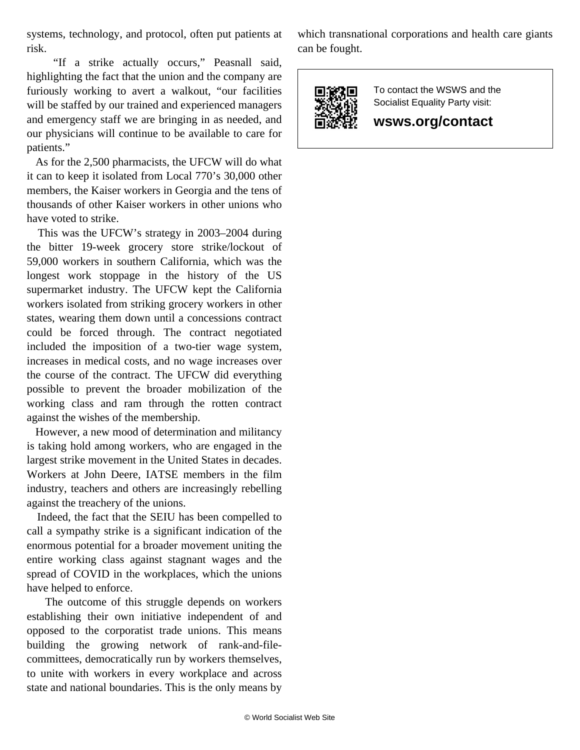systems, technology, and protocol, often put patients at risk.

"If a strike actually occurs," Peasnall said, highlighting the fact that the union and the company are furiously working to avert a walkout, "our facilities will be staffed by our trained and experienced managers and emergency staff we are bringing in as needed, and our physicians will continue to be available to care for patients."

As for the 2,500 pharmacists, the UFCW will do what it can to keep it isolated from Local 770's 30,000 other members, the Kaiser workers in Georgia and the tens of thousands of other Kaiser workers in other unions who have voted to strike.

This was the UFCW's strategy in 2003–2004 during the bitter 19-week grocery store strike/lockout of 59,000 workers in southern California, which was the longest work stoppage in the history of the US supermarket industry. The UFCW kept the California workers isolated from striking grocery workers in other states, wearing them down until a concessions contract could be forced through. The contract negotiated included the imposition of a two-tier wage system, increases in medical costs, and no wage increases over the course of the contract. The UFCW did everything possible to prevent the broader mobilization of the working class and ram through the rotten contract against the wishes of the membership.

However, a new mood of determination and militancy is taking hold among workers, who are engaged in the largest strike movement in the United States in decades. Workers at John Deere, IATSE members in the film industry, teachers and others are increasingly rebelling against the treachery of the unions.

Indeed, the fact that the SEIU has been compelled to call a sympathy strike is a significant indication of the enormous potential for a broader movement uniting the entire working class against stagnant wages and the spread of COVID in the workplaces, which the unions have helped to enforce.

The outcome of this struggle depends on workers establishing their own initiative independent of and opposed to the corporatist trade unions. This means building the growing network of rank-and-file-committees, democratically run by workers themselves, to unite with workers in every workplace and across state and national boundaries. This is the only means by which transnational corporations and health care giants can be fought.

To contact the WSWS and the Socialist Equality Party visit:

**wsws.org/contact**